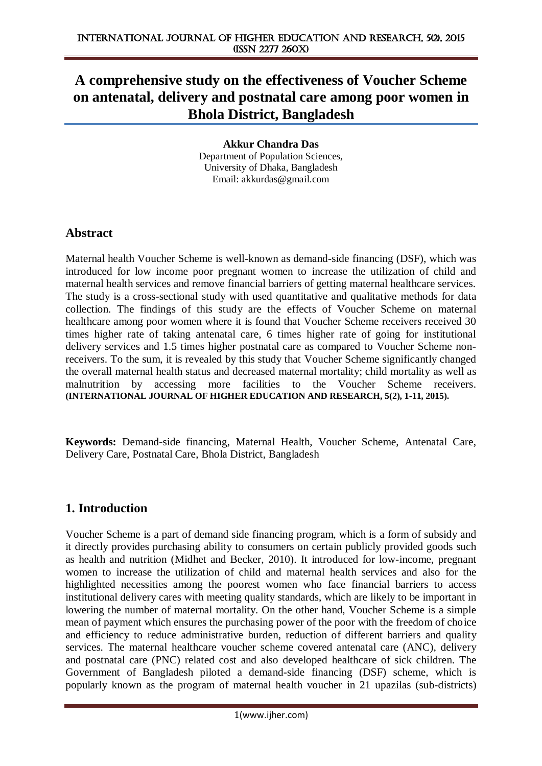# A comprehensive study on the effectiveness of Voucher Scheme on antenatal, delivery and postnatal care among poor women in Bhola District, Bangladesh

**Akkur Chandra Das**
Department of Population Sciences,
University of Dhaka, Bangladesh
Email: akkurdas@gmail.com

## Abstract

Maternal health Voucher Scheme is well-known as demand-side financing (DSF), which was introduced for low income poor pregnant women to increase the utilization of child and maternal health services and remove financial barriers of getting maternal healthcare services. The study is a cross-sectional study with used quantitative and qualitative methods for data collection. The findings of this study are the effects of Voucher Scheme on maternal healthcare among poor women where it is found that Voucher Scheme receivers received 30 times higher rate of taking antenatal care, 6 times higher rate of going for institutional delivery services and 1.5 times higher postnatal care as compared to Voucher Scheme non-receivers. To the sum, it is revealed by this study that Voucher Scheme significantly changed the overall maternal health status and decreased maternal mortality; child mortality as well as malnutrition by accessing more facilities to the Voucher Scheme receivers. **(INTERNATIONAL JOURNAL OF HIGHER EDUCATION AND RESEARCH, 5(2), 1-11, 2015).**

**Keywords:** Demand-side financing, Maternal Health, Voucher Scheme, Antenatal Care, Delivery Care, Postnatal Care, Bhola District, Bangladesh

## 1. Introduction

Voucher Scheme is a part of demand side financing program, which is a form of subsidy and it directly provides purchasing ability to consumers on certain publicly provided goods such as health and nutrition (Midhet and Becker, 2010). It introduced for low-income, pregnant women to increase the utilization of child and maternal health services and also for the highlighted necessities among the poorest women who face financial barriers to access institutional delivery cares with meeting quality standards, which are likely to be important in lowering the number of maternal mortality. On the other hand, Voucher Scheme is a simple mean of payment which ensures the purchasing power of the poor with the freedom of choice and efficiency to reduce administrative burden, reduction of different barriers and quality services. The maternal healthcare voucher scheme covered antenatal care (ANC), delivery and postnatal care (PNC) related cost and also developed healthcare of sick children. The Government of Bangladesh piloted a demand-side financing (DSF) scheme, which is popularly known as the program of maternal health voucher in 21 upazilas (sub-districts)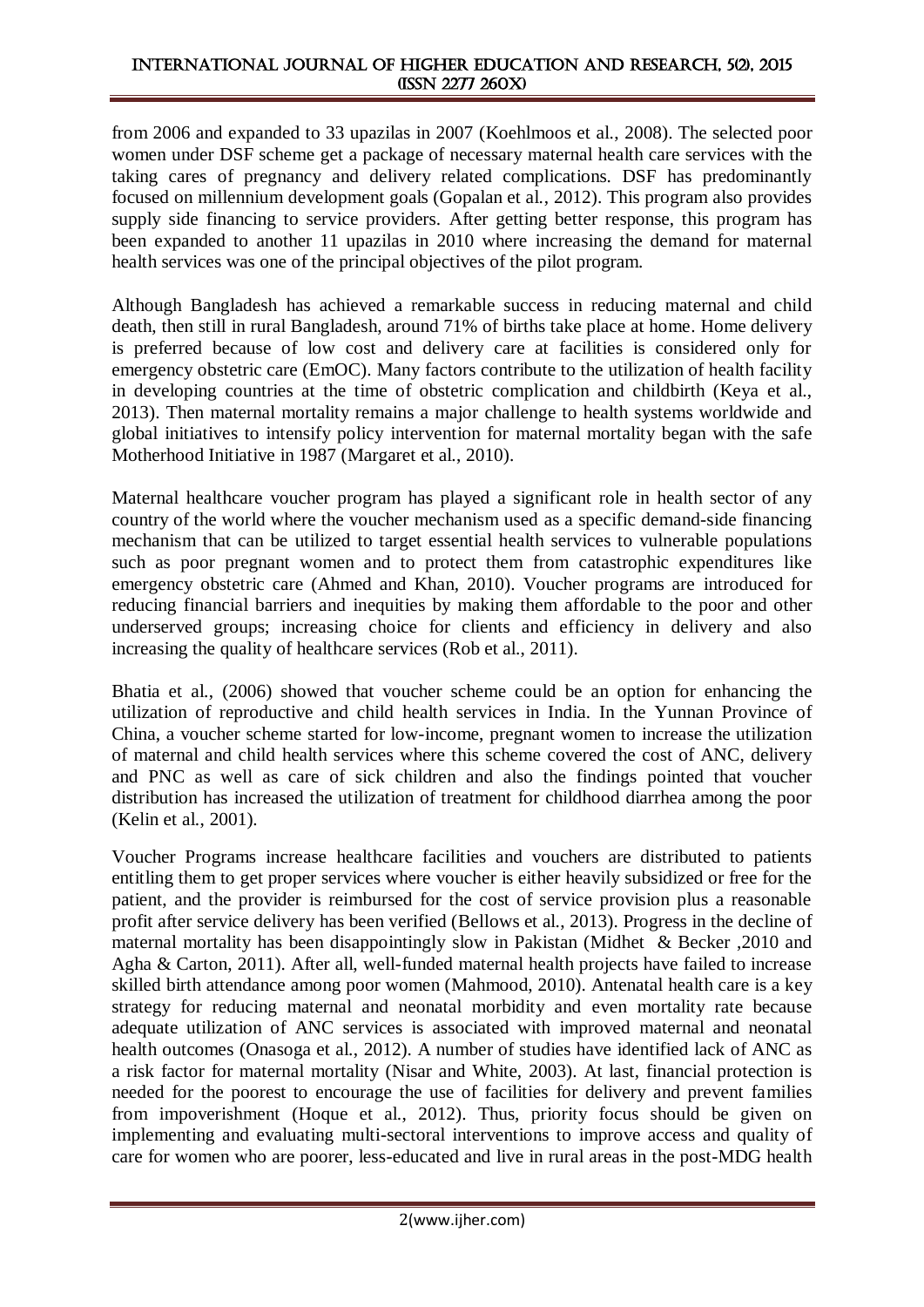from 2006 and expanded to 33 upazilas in 2007 (Koehlmoos et al., 2008). The selected poor women under DSF scheme get a package of necessary maternal health care services with the taking cares of pregnancy and delivery related complications. DSF has predominantly focused on millennium development goals (Gopalan et al., 2012). This program also provides supply side financing to service providers. After getting better response, this program has been expanded to another 11 upazilas in 2010 where increasing the demand for maternal health services was one of the principal objectives of the pilot program.

Although Bangladesh has achieved a remarkable success in reducing maternal and child death, then still in rural Bangladesh, around 71% of births take place at home. Home delivery is preferred because of low cost and delivery care at facilities is considered only for emergency obstetric care (EmOC). Many factors contribute to the utilization of health facility in developing countries at the time of obstetric complication and childbirth (Keya et al., 2013). Then maternal mortality remains a major challenge to health systems worldwide and global initiatives to intensify policy intervention for maternal mortality began with the safe Motherhood Initiative in 1987 (Margaret et al., 2010).

Maternal healthcare voucher program has played a significant role in health sector of any country of the world where the voucher mechanism used as a specific demand-side financing mechanism that can be utilized to target essential health services to vulnerable populations such as poor pregnant women and to protect them from catastrophic expenditures like emergency obstetric care (Ahmed and Khan, 2010). Voucher programs are introduced for reducing financial barriers and inequities by making them affordable to the poor and other underserved groups; increasing choice for clients and efficiency in delivery and also increasing the quality of healthcare services (Rob et al., 2011).

Bhatia et al., (2006) showed that voucher scheme could be an option for enhancing the utilization of reproductive and child health services in India. In the Yunnan Province of China, a voucher scheme started for low-income, pregnant women to increase the utilization of maternal and child health services where this scheme covered the cost of ANC, delivery and PNC as well as care of sick children and also the findings pointed that voucher distribution has increased the utilization of treatment for childhood diarrhea among the poor (Kelin et al., 2001).

Voucher Programs increase healthcare facilities and vouchers are distributed to patients entitling them to get proper services where voucher is either heavily subsidized or free for the patient, and the provider is reimbursed for the cost of service provision plus a reasonable profit after service delivery has been verified (Bellows et al., 2013). Progress in the decline of maternal mortality has been disappointingly slow in Pakistan (Midhet & Becker ,2010 and Agha & Carton, 2011). After all, well-funded maternal health projects have failed to increase skilled birth attendance among poor women (Mahmood, 2010). Antenatal health care is a key strategy for reducing maternal and neonatal morbidity and even mortality rate because adequate utilization of ANC services is associated with improved maternal and neonatal health outcomes (Onasoga et al., 2012). A number of studies have identified lack of ANC as a risk factor for maternal mortality (Nisar and White, 2003). At last, financial protection is needed for the poorest to encourage the use of facilities for delivery and prevent families from impoverishment (Hoque et al., 2012). Thus, priority focus should be given on implementing and evaluating multi-sectoral interventions to improve access and quality of care for women who are poorer, less-educated and live in rural areas in the post-MDG health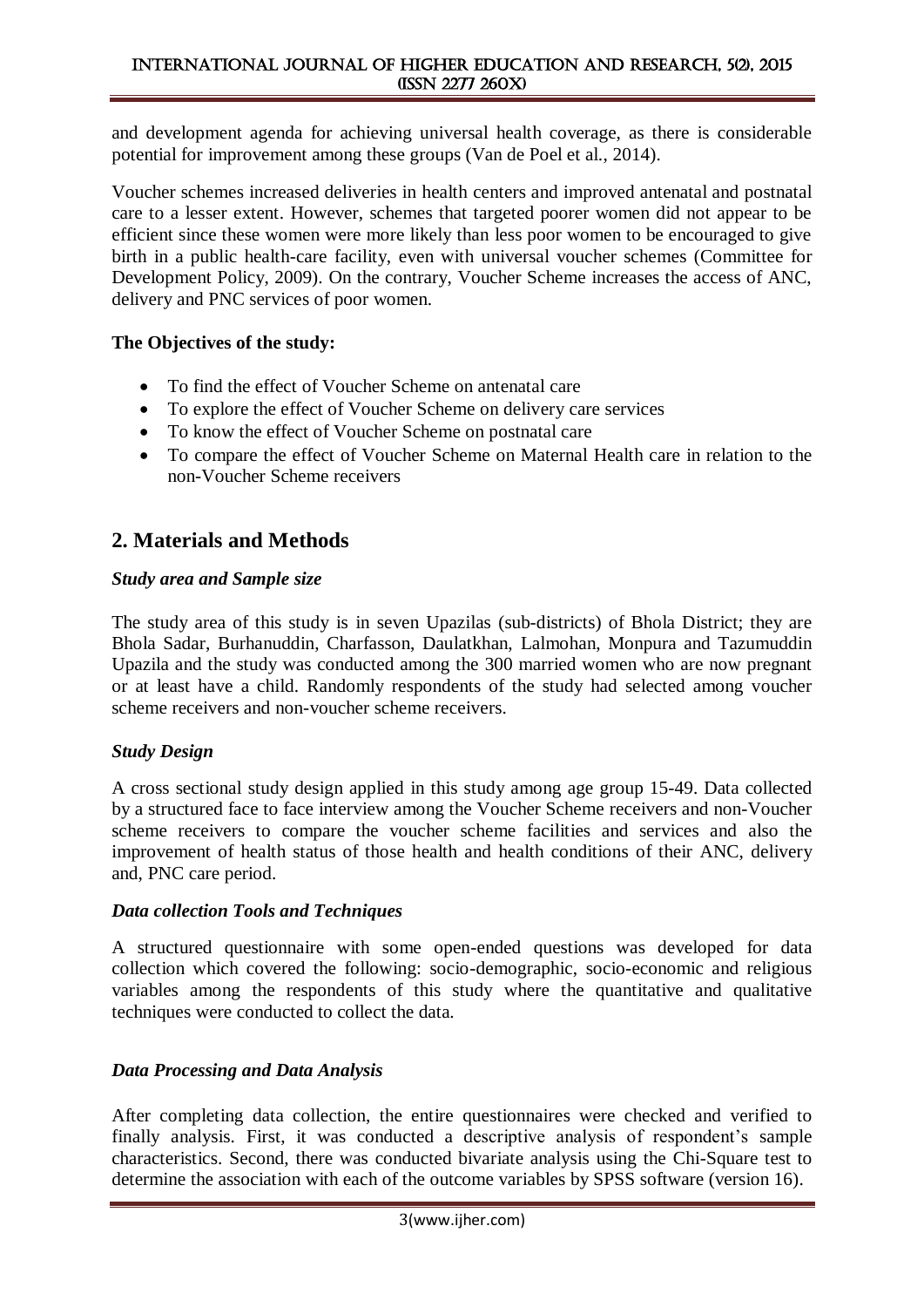and development agenda for achieving universal health coverage, as there is considerable potential for improvement among these groups (Van de Poel et al., 2014).

Voucher schemes increased deliveries in health centers and improved antenatal and postnatal care to a lesser extent. However, schemes that targeted poorer women did not appear to be efficient since these women were more likely than less poor women to be encouraged to give birth in a public health-care facility, even with universal voucher schemes (Committee for Development Policy, 2009). On the contrary, Voucher Scheme increases the access of ANC, delivery and PNC services of poor women.

**The Objectives of the study:**

- To find the effect of Voucher Scheme on antenatal care
- To explore the effect of Voucher Scheme on delivery care services
- To know the effect of Voucher Scheme on postnatal care
- To compare the effect of Voucher Scheme on Maternal Health care in relation to the non-Voucher Scheme receivers

## 2. Materials and Methods

### *Study area and Sample size*

The study area of this study is in seven Upazilas (sub-districts) of Bhola District; they are Bhola Sadar, Burhanuddin, Charfasson, Daulatkhan, Lalmohan, Monpura and Tazumuddin Upazila and the study was conducted among the 300 married women who are now pregnant or at least have a child. Randomly respondents of the study had selected among voucher scheme receivers and non-voucher scheme receivers.

### *Study Design*

A cross sectional study design applied in this study among age group 15-49. Data collected by a structured face to face interview among the Voucher Scheme receivers and non-Voucher scheme receivers to compare the voucher scheme facilities and services and also the improvement of health status of those health and health conditions of their ANC, delivery and, PNC care period.

### *Data collection Tools and Techniques*

A structured questionnaire with some open-ended questions was developed for data collection which covered the following: socio-demographic, socio-economic and religious variables among the respondents of this study where the quantitative and qualitative techniques were conducted to collect the data.

### *Data Processing and Data Analysis*

After completing data collection, the entire questionnaires were checked and verified to finally analysis. First, it was conducted a descriptive analysis of respondent's sample characteristics. Second, there was conducted bivariate analysis using the Chi-Square test to determine the association with each of the outcome variables by SPSS software (version 16).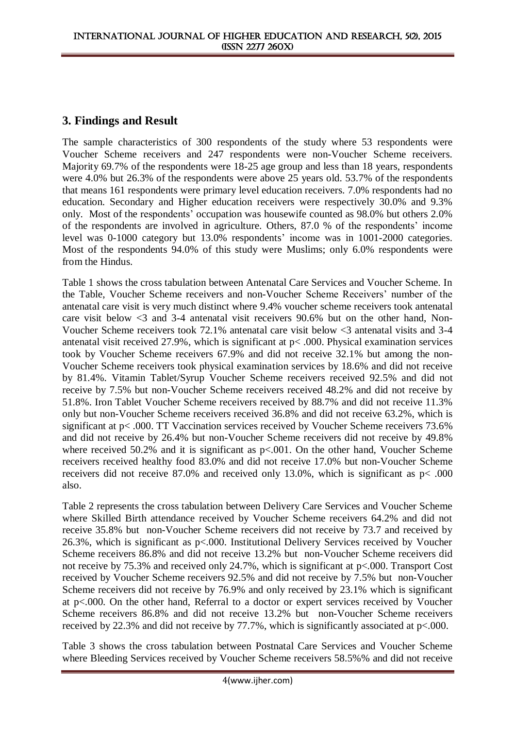## 3. Findings and Result

The sample characteristics of 300 respondents of the study where 53 respondents were Voucher Scheme receivers and 247 respondents were non-Voucher Scheme receivers. Majority 69.7% of the respondents were 18-25 age group and less than 18 years, respondents were 4.0% but 26.3% of the respondents were above 25 years old. 53.7% of the respondents that means 161 respondents were primary level education receivers. 7.0% respondents had no education. Secondary and Higher education receivers were respectively 30.0% and 9.3% only. Most of the respondents' occupation was housewife counted as 98.0% but others 2.0% of the respondents are involved in agriculture. Others, 87.0 % of the respondents' income level was 0-1000 category but 13.0% respondents' income was in 1001-2000 categories. Most of the respondents 94.0% of this study were Muslims; only 6.0% respondents were from the Hindus.

Table 1 shows the cross tabulation between Antenatal Care Services and Voucher Scheme. In the Table, Voucher Scheme receivers and non-Voucher Scheme Receivers' number of the antenatal care visit is very much distinct where 9.4% voucher scheme receivers took antenatal care visit below <3 and 3-4 antenatal visit receivers 90.6% but on the other hand, Non-Voucher Scheme receivers took 72.1% antenatal care visit below <3 antenatal visits and 3-4 antenatal visit received 27.9%, which is significant at $p < .000$. Physical examination services took by Voucher Scheme receivers 67.9% and did not receive 32.1% but among the non-Voucher Scheme receivers took physical examination services by 18.6% and did not receive by 81.4%. Vitamin Tablet/Syrup Voucher Scheme receivers received 92.5% and did not receive by 7.5% but non-Voucher Scheme receivers received 48.2% and did not receive by 51.8%. Iron Tablet Voucher Scheme receivers received by 88.7% and did not receive 11.3% only but non-Voucher Scheme receivers received 36.8% and did not receive 63.2%, which is significant at $p < .000$. TT Vaccination services received by Voucher Scheme receivers 73.6% and did not receive by 26.4% but non-Voucher Scheme receivers did not receive by 49.8% where received 50.2% and it is significant as $p < .001$. On the other hand, Voucher Scheme receivers received healthy food 83.0% and did not receive 17.0% but non-Voucher Scheme receivers did not receive 87.0% and received only 13.0%, which is significant as $p < .000$ also.

Table 2 represents the cross tabulation between Delivery Care Services and Voucher Scheme where Skilled Birth attendance received by Voucher Scheme receivers 64.2% and did not receive 35.8% but non-Voucher Scheme receivers did not receive by 73.7 and received by 26.3%, which is significant as $p < .000$. Institutional Delivery Services received by Voucher Scheme receivers 86.8% and did not receive 13.2% but non-Voucher Scheme receivers did not receive by 75.3% and received only 24.7%, which is significant at $p < .000$. Transport Cost received by Voucher Scheme receivers 92.5% and did not receive by 7.5% but non-Voucher Scheme receivers did not receive by 76.9% and only received by 23.1% which is significant at $p < .000$. On the other hand, Referral to a doctor or expert services received by Voucher Scheme receivers 86.8% and did not receive 13.2% but non-Voucher Scheme receivers received by 22.3% and did not receive by 77.7%, which is significantly associated at $p < .000$.

Table 3 shows the cross tabulation between Postnatal Care Services and Voucher Scheme where Bleeding Services received by Voucher Scheme receivers 58.5%% and did not receive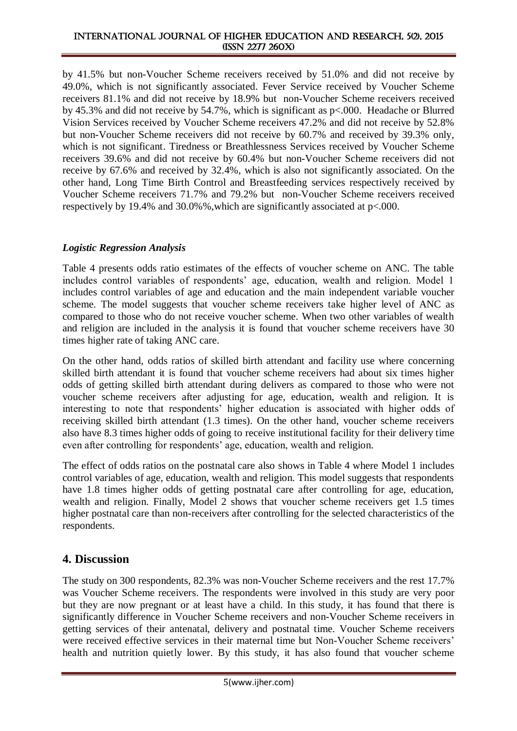by 41.5% but non-Voucher Scheme receivers received by 51.0% and did not receive by 49.0%, which is not significantly associated. Fever Service received by Voucher Scheme receivers 81.1% and did not receive by 18.9% but non-Voucher Scheme receivers received by 45.3% and did not receive by 54.7%, which is significant as $p<.000$. Headache or Blurred Vision Services received by Voucher Scheme receivers 47.2% and did not receive by 52.8% but non-Voucher Scheme receivers did not receive by 60.7% and received by 39.3% only, which is not significant. Tiredness or Breathlessness Services received by Voucher Scheme receivers 39.6% and did not receive by 60.4% but non-Voucher Scheme receivers did not receive by 67.6% and received by 32.4%, which is also not significantly associated. On the other hand, Long Time Birth Control and Breastfeeding services respectively received by Voucher Scheme receivers 71.7% and 79.2% but non-Voucher Scheme receivers received respectively by 19.4% and 30.0%%,which are significantly associated at $p<.000$.

***Logistic Regression Analysis***

Table 4 presents odds ratio estimates of the effects of voucher scheme on ANC. The table includes control variables of respondents' age, education, wealth and religion. Model 1 includes control variables of age and education and the main independent variable voucher scheme. The model suggests that voucher scheme receivers take higher level of ANC as compared to those who do not receive voucher scheme. When two other variables of wealth and religion are included in the analysis it is found that voucher scheme receivers have 30 times higher rate of taking ANC care.

On the other hand, odds ratios of skilled birth attendant and facility use where concerning skilled birth attendant it is found that voucher scheme receivers had about six times higher odds of getting skilled birth attendant during delivers as compared to those who were not voucher scheme receivers after adjusting for age, education, wealth and religion. It is interesting to note that respondents' higher education is associated with higher odds of receiving skilled birth attendant (1.3 times). On the other hand, voucher scheme receivers also have 8.3 times higher odds of going to receive institutional facility for their delivery time even after controlling for respondents' age, education, wealth and religion.

The effect of odds ratios on the postnatal care also shows in Table 4 where Model 1 includes control variables of age, education, wealth and religion. This model suggests that respondents have 1.8 times higher odds of getting postnatal care after controlling for age, education, wealth and religion. Finally, Model 2 shows that voucher scheme receivers get 1.5 times higher postnatal care than non-receivers after controlling for the selected characteristics of the respondents.

## 4. Discussion

The study on 300 respondents, 82.3% was non-Voucher Scheme receivers and the rest 17.7% was Voucher Scheme receivers. The respondents were involved in this study are very poor but they are now pregnant or at least have a child. In this study, it has found that there is significantly difference in Voucher Scheme receivers and non-Voucher Scheme receivers in getting services of their antenatal, delivery and postnatal time. Voucher Scheme receivers were received effective services in their maternal time but Non-Voucher Scheme receivers' health and nutrition quietly lower. By this study, it has also found that voucher scheme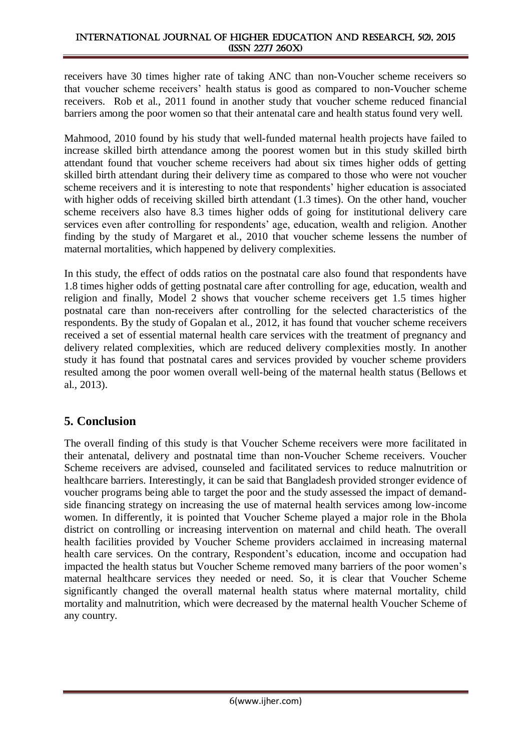receivers have 30 times higher rate of taking ANC than non-Voucher scheme receivers so that voucher scheme receivers' health status is good as compared to non-Voucher scheme receivers. Rob et al., 2011 found in another study that voucher scheme reduced financial barriers among the poor women so that their antenatal care and health status found very well.

Mahmood, 2010 found by his study that well-funded maternal health projects have failed to increase skilled birth attendance among the poorest women but in this study skilled birth attendant found that voucher scheme receivers had about six times higher odds of getting skilled birth attendant during their delivery time as compared to those who were not voucher scheme receivers and it is interesting to note that respondents' higher education is associated with higher odds of receiving skilled birth attendant (1.3 times). On the other hand, voucher scheme receivers also have 8.3 times higher odds of going for institutional delivery care services even after controlling for respondents' age, education, wealth and religion. Another finding by the study of Margaret et al., 2010 that voucher scheme lessens the number of maternal mortalities, which happened by delivery complexities.

In this study, the effect of odds ratios on the postnatal care also found that respondents have 1.8 times higher odds of getting postnatal care after controlling for age, education, wealth and religion and finally, Model 2 shows that voucher scheme receivers get 1.5 times higher postnatal care than non-receivers after controlling for the selected characteristics of the respondents. By the study of Gopalan et al., 2012, it has found that voucher scheme receivers received a set of essential maternal health care services with the treatment of pregnancy and delivery related complexities, which are reduced delivery complexities mostly. In another study it has found that postnatal cares and services provided by voucher scheme providers resulted among the poor women overall well-being of the maternal health status (Bellows et al., 2013).

## 5. Conclusion

The overall finding of this study is that Voucher Scheme receivers were more facilitated in their antenatal, delivery and postnatal time than non-Voucher Scheme receivers. Voucher Scheme receivers are advised, counseled and facilitated services to reduce malnutrition or healthcare barriers. Interestingly, it can be said that Bangladesh provided stronger evidence of voucher programs being able to target the poor and the study assessed the impact of demand-side financing strategy on increasing the use of maternal health services among low-income women. In differently, it is pointed that Voucher Scheme played a major role in the Bhola district on controlling or increasing intervention on maternal and child heath. The overall health facilities provided by Voucher Scheme providers acclaimed in increasing maternal health care services. On the contrary, Respondent's education, income and occupation had impacted the health status but Voucher Scheme removed many barriers of the poor women's maternal healthcare services they needed or need. So, it is clear that Voucher Scheme significantly changed the overall maternal health status where maternal mortality, child mortality and malnutrition, which were decreased by the maternal health Voucher Scheme of any country.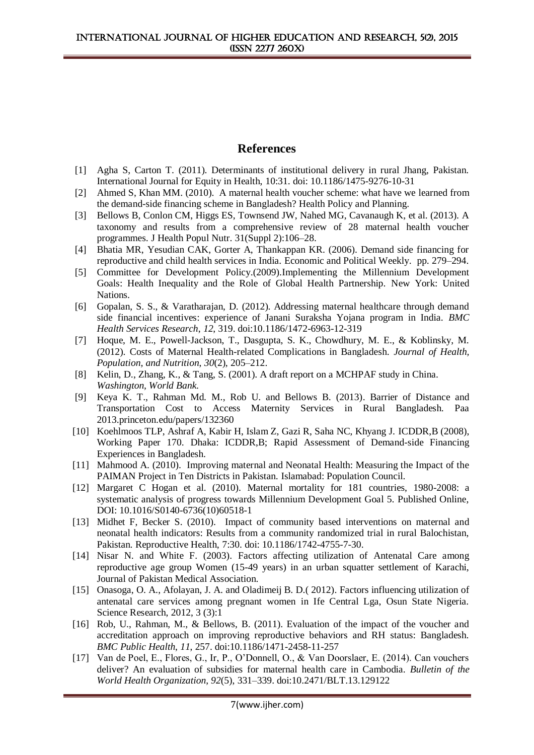## References

[1] Agha S, Carton T. (2011). Determinants of institutional delivery in rural Jhang, Pakistan. International Journal for Equity in Health, 10:31. doi: 10.1186/1475-9276-10-31

[2] Ahmed S, Khan MM. (2010). A maternal health voucher scheme: what have we learned from the demand-side financing scheme in Bangladesh? Health Policy and Planning.

[3] Bellows B, Conlon CM, Higgs ES, Townsend JW, Nahed MG, Cavanaugh K, et al. (2013). A taxonomy and results from a comprehensive review of 28 maternal health voucher programmes. J Health Popul Nutr. 31(Suppl 2):106–28.

[4] Bhatia MR, Yesudian CAK, Gorter A, Thankappan KR. (2006). Demand side financing for reproductive and child health services in India. Economic and Political Weekly. pp. 279–294.

[5] Committee for Development Policy.(2009).Implementing the Millennium Development Goals: Health Inequality and the Role of Global Health Partnership. New York: United Nations.

[6] Gopalan, S. S., & Varatharajan, D. (2012). Addressing maternal healthcare through demand side financial incentives: experience of Janani Suraksha Yojana program in India. *BMC Health Services Research*, *12*, 319. doi:10.1186/1472-6963-12-319

[7] Hoque, M. E., Powell-Jackson, T., Dasgupta, S. K., Chowdhury, M. E., & Koblinsky, M. (2012). Costs of Maternal Health-related Complications in Bangladesh. *Journal of Health, Population, and Nutrition*, *30*(2), 205–212.

[8] Kelin, D., Zhang, K., & Tang, S. (2001). A draft report on a MCHPAF study in China. *Washington, World Bank.*

[9] Keya K. T., Rahman Md. M., Rob U. and Bellows B. (2013). Barrier of Distance and Transportation Cost to Access Maternity Services in Rural Bangladesh. Paa 2013.princeton.edu/papers/132360

[10] Koehlmoos TLP, Ashraf A, Kabir H, Islam Z, Gazi R, Saha NC, Khyang J. ICDDR,B (2008), Working Paper 170. Dhaka: ICDDR,B; Rapid Assessment of Demand-side Financing Experiences in Bangladesh.

[11] Mahmood A. (2010). Improving maternal and Neonatal Health: Measuring the Impact of the PAIMAN Project in Ten Districts in Pakistan. Islamabad: Population Council.

[12] Margaret C Hogan et al. (2010). Maternal mortality for 181 countries, 1980-2008: a systematic analysis of progress towards Millennium Development Goal 5. Published Online, DOI: 10.1016/S0140-6736(10)60518-1

[13] Midhet F, Becker S. (2010). Impact of community based interventions on maternal and neonatal health indicators: Results from a community randomized trial in rural Balochistan, Pakistan. Reproductive Health, 7:30. doi: 10.1186/1742-4755-7-30.

[14] Nisar N. and White F. (2003). Factors affecting utilization of Antenatal Care among reproductive age group Women (15-49 years) in an urban squatter settlement of Karachi, Journal of Pakistan Medical Association.

[15] Onasoga, O. A., Afolayan, J. A. and Oladimeij B. D.( 2012). Factors influencing utilization of antenatal care services among pregnant women in Ife Central Lga, Osun State Nigeria. Science Research, 2012, 3 (3):1

[16] Rob, U., Rahman, M., & Bellows, B. (2011). Evaluation of the impact of the voucher and accreditation approach on improving reproductive behaviors and RH status: Bangladesh. *BMC Public Health*, *11*, 257. doi:10.1186/1471-2458-11-257

[17] Van de Poel, E., Flores, G., Ir, P., O'Donnell, O., & Van Doorslaer, E. (2014). Can vouchers deliver? An evaluation of subsidies for maternal health care in Cambodia. *Bulletin of the World Health Organization*, *92*(5), 331–339. doi:10.2471/BLT.13.129122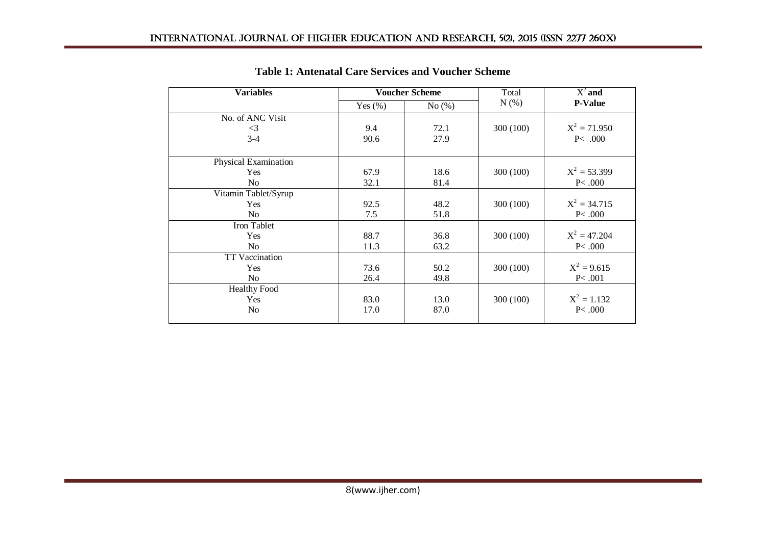**Table 1: Antenatal Care Services and Voucher Scheme**

| Variables | Voucher Scheme | | Total N (%) | $X^2$ and P-Value |
|---|---|---|---|---|
| | Yes (%) | No (%) | | |
| No. of ANC Visit | | | | |
| <3 | 9.4 | 72.1 | 300 (100) | $X^2 = 71.950$ |
| 3-4 | 90.6 | 27.9 | | P< .000 |
| Physical Examination | | | | |
| Yes | 67.9 | 18.6 | 300 (100) | $X^2 = 53.399$ |
| No | 32.1 | 81.4 | | P< .000 |
| Vitamin Tablet/Syrup | | | | |
| Yes | 92.5 | 48.2 | 300 (100) | $X^2 = 34.715$ |
| No | 7.5 | 51.8 | | P< .000 |
| Iron Tablet | | | | |
| Yes | 88.7 | 36.8 | 300 (100) | $X^2 = 47.204$ |
| No | 11.3 | 63.2 | | P< .000 |
| TT Vaccination | | | | |
| Yes | 73.6 | 50.2 | 300 (100) | $X^2 = 9.615$ |
| No | 26.4 | 49.8 | | P< .001 |
| Healthy Food | | | | |
| Yes | 83.0 | 13.0 | 300 (100) | $X^2 = 1.132$ |
| No | 17.0 | 87.0 | | P< .000 |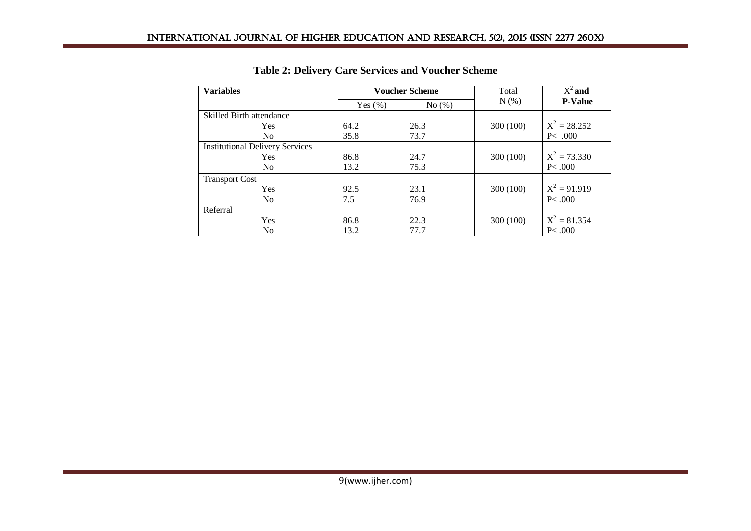**Table 2: Delivery Care Services and Voucher Scheme**

| Variables | Voucher Scheme | | Total N (%) | $X^2$ and P-Value |
|---|---|---|---|---|
| | Yes (%) | No (%) | | |
| Skilled Birth attendance | | | | |
| Yes | 64.2 | 26.3 | 300 (100) | $X^2 = 28.252$ |
| No | 35.8 | 73.7 | | P< .000 |
| Institutional Delivery Services | | | | |
| Yes | 86.8 | 24.7 | 300 (100) | $X^2 = 73.330$ |
| No | 13.2 | 75.3 | | P< .000 |
| Transport Cost | | | | |
| Yes | 92.5 | 23.1 | 300 (100) | $X^2 = 91.919$ |
| No | 7.5 | 76.9 | | P< .000 |
| Referral | | | | |
| Yes | 86.8 | 22.3 | 300 (100) | $X^2 = 81.354$ |
| No | 13.2 | 77.7 | | P< .000 |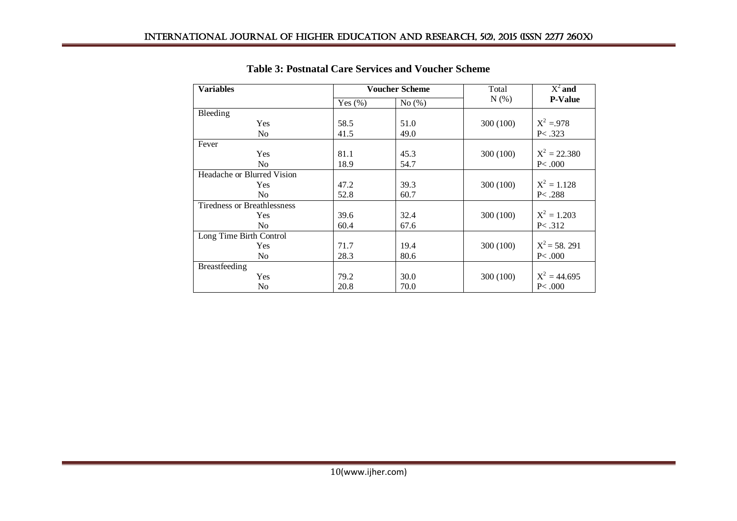**Table 3: Postnatal Care Services and Voucher Scheme**

| Variables | Voucher Scheme | | Total N (%) | $X^2$ and P-Value |
|---|---|---|---|---|
| | Yes (%) | No (%) | | |
| Bleeding | | | | |
| Yes | 58.5 | 51.0 | 300 (100) | $X^2$ =.978 |
| No | 41.5 | 49.0 | | P< .323 |
| Fever | | | | |
| Yes | 81.1 | 45.3 | 300 (100) | $X^2$ = 22.380 |
| No | 18.9 | 54.7 | | P< .000 |
| Headache or Blurred Vision | | | | |
| Yes | 47.2 | 39.3 | 300 (100) | $X^2$ = 1.128 |
| No | 52.8 | 60.7 | | P< .288 |
| Tiredness or Breathlessness | | | | |
| Yes | 39.6 | 32.4 | 300 (100) | $X^2$ = 1.203 |
| No | 60.4 | 67.6 | | P< .312 |
| Long Time Birth Control | | | | |
| Yes | 71.7 | 19.4 | 300 (100) | $X^2$ = 58. 291 |
| No | 28.3 | 80.6 | | P< .000 |
| Breastfeeding | | | | |
| Yes | 79.2 | 30.0 | 300 (100) | $X^2$ = 44.695 |
| No | 20.8 | 70.0 | | P< .000 |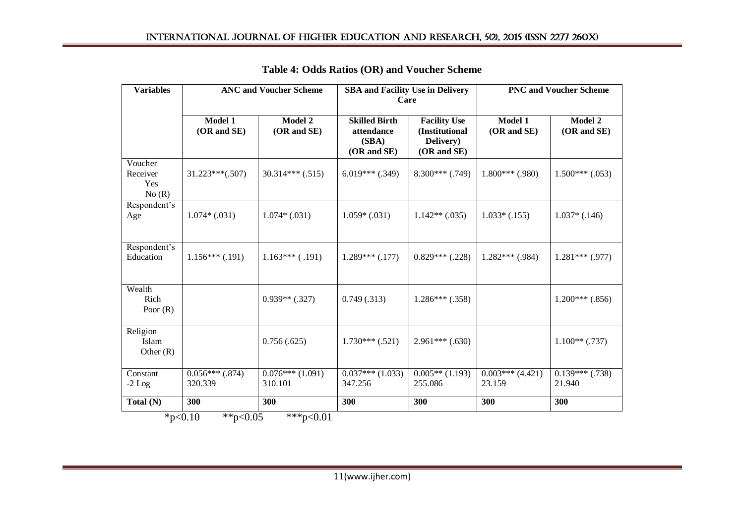**Table 4: Odds Ratios (OR) and Voucher Scheme**

| Variables | ANC and Voucher Scheme | | SBA and Facility Use in Delivery Care | | PNC and Voucher Scheme | |
|---|---|---|---|---|---|---|
| | Model 1 (OR and SE) | Model 2 (OR and SE) | Skilled Birth attendance (SBA) (OR and SE) | Facility Use (Institutional Delivery) (OR and SE) | Model 1 (OR and SE) | Model 2 (OR and SE) |
| Voucher Receiver Yes No (R) | 31.223***(.507) | 30.314*** (.515) | 6.019*** (.349) | 8.300*** (.749) | 1.800*** (.980) | 1.500*** (.053) |
| Respondent's Age | 1.074* (.031) | 1.074* (.031) | 1.059* (.031) | 1.142** (.035) | 1.033* (.155) | 1.037* (.146) |
| Respondent's Education | 1.156*** (.191) | 1.163*** ( .191) | 1.289*** (.177) | 0.829*** (.228) | 1.282*** (.984) | 1.281*** (.977) |
| Wealth Rich Poor (R) | | 0.939** (.327) | 0.749 (.313) | 1.286*** (.358) | | 1.200*** (.856) |
| Religion Islam Other (R) | | 0.756 (.625) | 1.730*** (.521) | 2.961*** (.630) | | 1.100** (.737) |
| Constant -2 Log | 0.056*** (.874) 320.339 | 0.076*** (1.091) 310.101 | 0.037*** (1.033) 347.256 | 0.005** (1.193) 255.086 | 0.003*** (4.421) 23.159 | 0.139*** (.738) 21.940 |
| **Total (N)** | **300** | **300** | **300** | **300** | **300** | **300** |

*p<0.10 **p<0.05 ***p<0.01